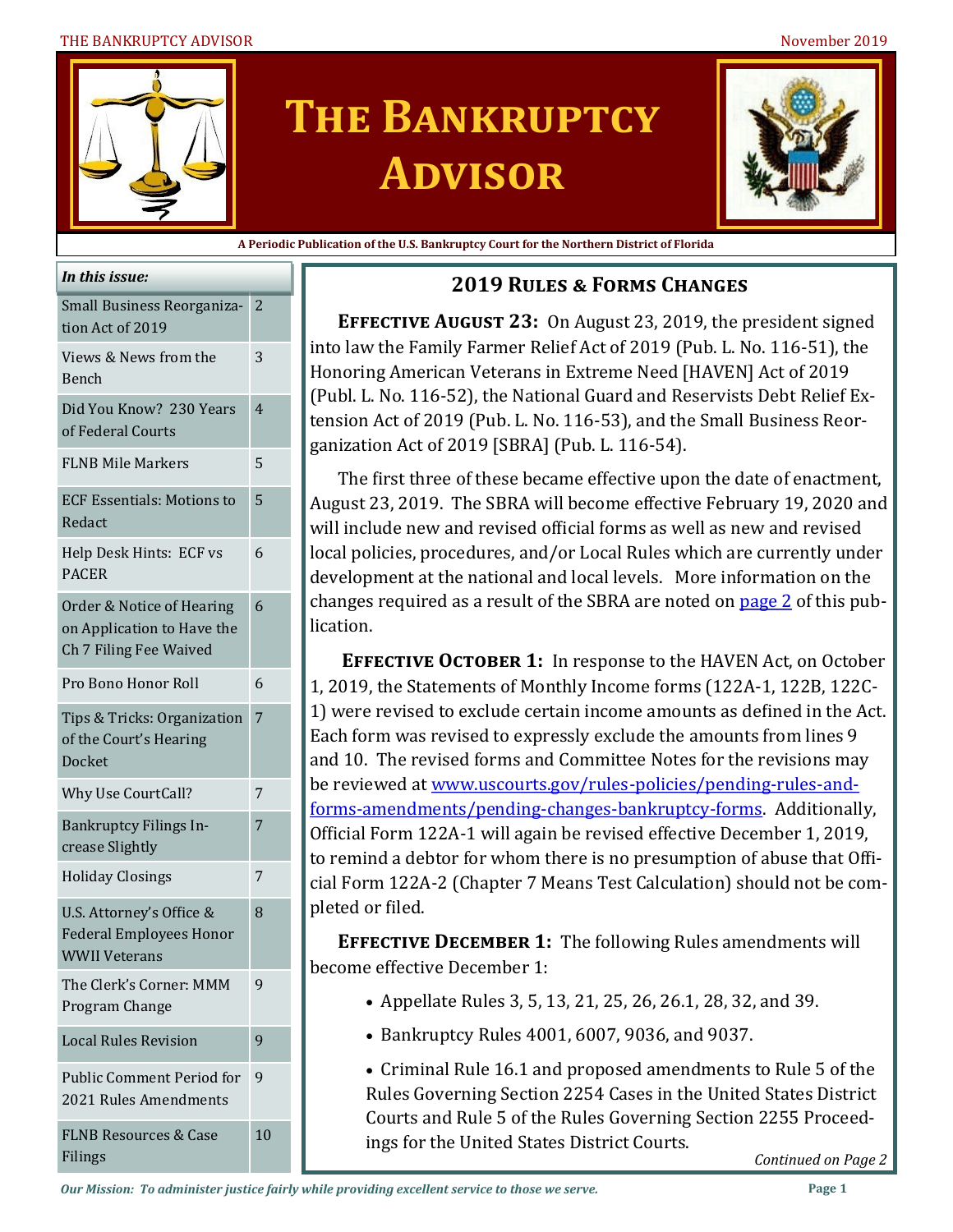# The Bankruptcy Advisor

**A Periodic Publication of the U.S. Bankruptcy Court for the Northern District of Florida**

| *In this issue:* | |
|---|---|
| Small Business Reorganization Act of 2019 | 2 |
| Views & News from the Bench | 3 |
| Did You Know? 230 Years of Federal Courts | 4 |
| FLNB Mile Markers | 5 |
| ECF Essentials: Motions to Redact | 5 |
| Help Desk Hints: ECF vs PACER | 6 |
| Order & Notice of Hearing on Application to Have the Ch 7 Filing Fee Waived | 6 |
| Pro Bono Honor Roll | 6 |
| Tips & Tricks: Organization of the Court's Hearing Docket | 7 |
| Why Use CourtCall? | 7 |
| Bankruptcy Filings Increase Slightly | 7 |
| Holiday Closings | 7 |
| U.S. Attorney's Office & Federal Employees Honor WWII Veterans | 8 |
| The Clerk's Corner: MMM Program Change | 9 |
| Local Rules Revision | 9 |
| Public Comment Period for 2021 Rules Amendments | 9 |
| FLNB Resources & Case Filings | 10 |

## 2019 Rules & Forms Changes

**Effective August 23:** On August 23, 2019, the president signed into law the Family Farmer Relief Act of 2019 (Pub. L. No. 116-51), the Honoring American Veterans in Extreme Need [HAVEN] Act of 2019 (Publ. L. No. 116-52), the National Guard and Reservists Debt Relief Extension Act of 2019 (Pub. L. No. 116-53), and the Small Business Reorganization Act of 2019 [SBRA] (Pub. L. 116-54).

The first three of these became effective upon the date of enactment, August 23, 2019. The SBRA will become effective February 19, 2020 and will include new and revised official forms as well as new and revised local policies, procedures, and/or Local Rules which are currently under development at the national and local levels. More information on the changes required as a result of the SBRA are noted on page 2 of this publication.

**Effective October 1:** In response to the HAVEN Act, on October 1, 2019, the Statements of Monthly Income forms (122A-1, 122B, 122C-1) were revised to exclude certain income amounts as defined in the Act. Each form was revised to expressly exclude the amounts from lines 9 and 10. The revised forms and Committee Notes for the revisions may be reviewed at www.uscourts.gov/rules-policies/pending-rules-and-forms-amendments/pending-changes-bankruptcy-forms. Additionally, Official Form 122A-1 will again be revised effective December 1, 2019, to remind a debtor for whom there is no presumption of abuse that Official Form 122A-2 (Chapter 7 Means Test Calculation) should not be completed or filed.

**Effective December 1:** The following Rules amendments will become effective December 1:

- Appellate Rules 3, 5, 13, 21, 25, 26, 26.1, 28, 32, and 39.
- Bankruptcy Rules 4001, 6007, 9036, and 9037.
- Criminal Rule 16.1 and proposed amendments to Rule 5 of the Rules Governing Section 2254 Cases in the United States District Courts and Rule 5 of the Rules Governing Section 2255 Proceedings for the United States District Courts.

*Continued on Page 2*

*Our Mission: To administer justice fairly while providing excellent service to those we serve.*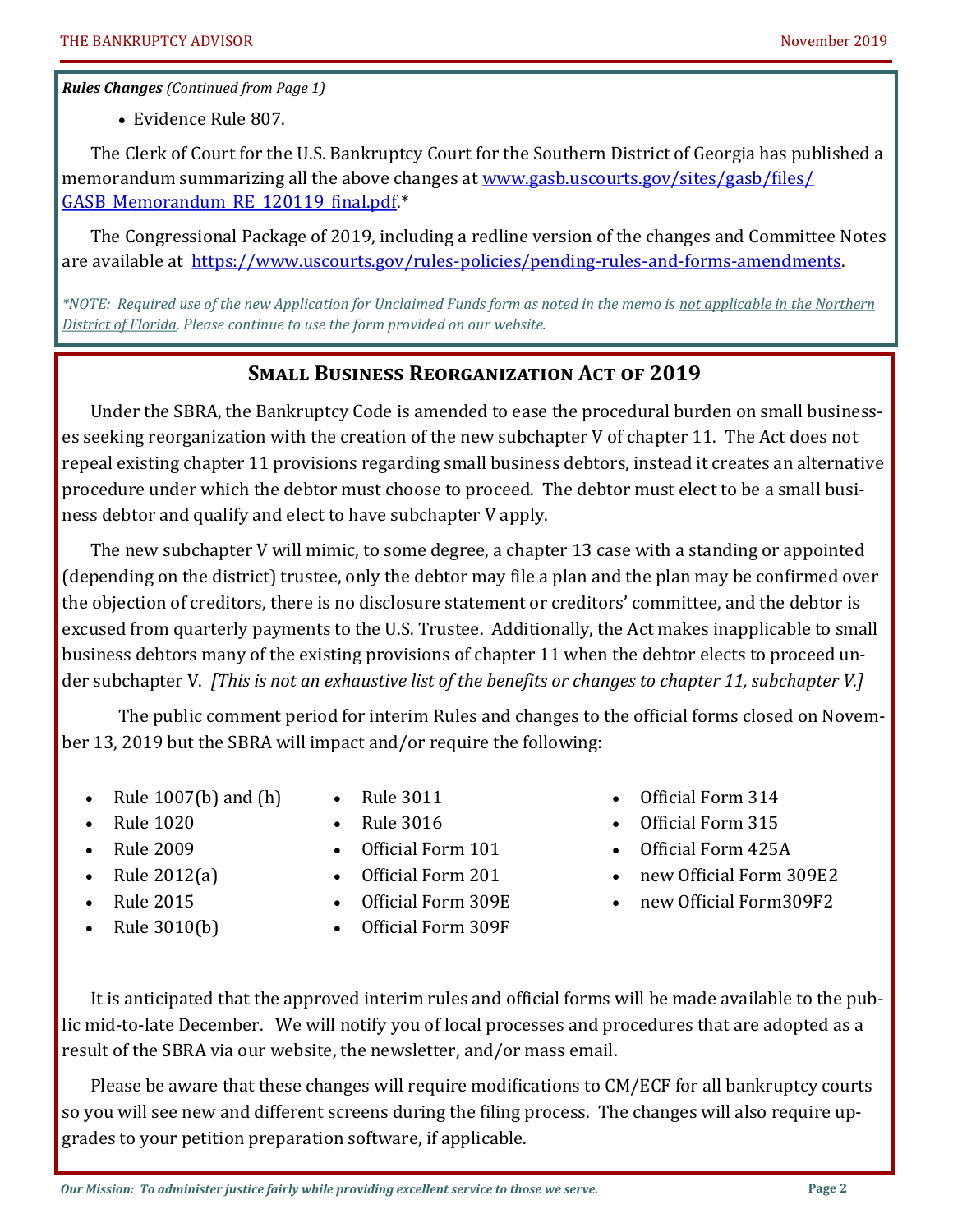***Rules Changes*** *(Continued from Page 1)*

- Evidence Rule 807.

The Clerk of Court for the U.S. Bankruptcy Court for the Southern District of Georgia has published a memorandum summarizing all the above changes at www.gasb.uscourts.gov/sites/gasb/files/GASB_Memorandum_RE_120119_final.pdf.*

The Congressional Package of 2019, including a redline version of the changes and Committee Notes are available at https://www.uscourts.gov/rules-policies/pending-rules-and-forms-amendments.

**NOTE: Required use of the new Application for Unclaimed Funds form as noted in the memo is not applicable in the Northern District of Florida. Please continue to use the form provided on our website.*

## Small Business Reorganization Act of 2019

Under the SBRA, the Bankruptcy Code is amended to ease the procedural burden on small businesses seeking reorganization with the creation of the new subchapter V of chapter 11. The Act does not repeal existing chapter 11 provisions regarding small business debtors, instead it creates an alternative procedure under which the debtor must choose to proceed. The debtor must elect to be a small business debtor and qualify and elect to have subchapter V apply.

The new subchapter V will mimic, to some degree, a chapter 13 case with a standing or appointed (depending on the district) trustee, only the debtor may file a plan and the plan may be confirmed over the objection of creditors, there is no disclosure statement or creditors' committee, and the debtor is excused from quarterly payments to the U.S. Trustee. Additionally, the Act makes inapplicable to small business debtors many of the existing provisions of chapter 11 when the debtor elects to proceed under subchapter V. *[This is not an exhaustive list of the benefits or changes to chapter 11, subchapter V.]*

The public comment period for interim Rules and changes to the official forms closed on November 13, 2019 but the SBRA will impact and/or require the following:

- Rule 1007(b) and (h)
- Rule 1020
- Rule 2009
- Rule 2012(a)
- Rule 2015
- Rule 3010(b)
- Rule 3011
- Rule 3016
- Official Form 101
- Official Form 201
- Official Form 309E
- Official Form 309F
- Official Form 314
- Official Form 315
- Official Form 425A
- new Official Form 309E2
- new Official Form309F2

It is anticipated that the approved interim rules and official forms will be made available to the public mid-to-late December. We will notify you of local processes and procedures that are adopted as a result of the SBRA via our website, the newsletter, and/or mass email.

Please be aware that these changes will require modifications to CM/ECF for all bankruptcy courts so you will see new and different screens during the filing process. The changes will also require upgrades to your petition preparation software, if applicable.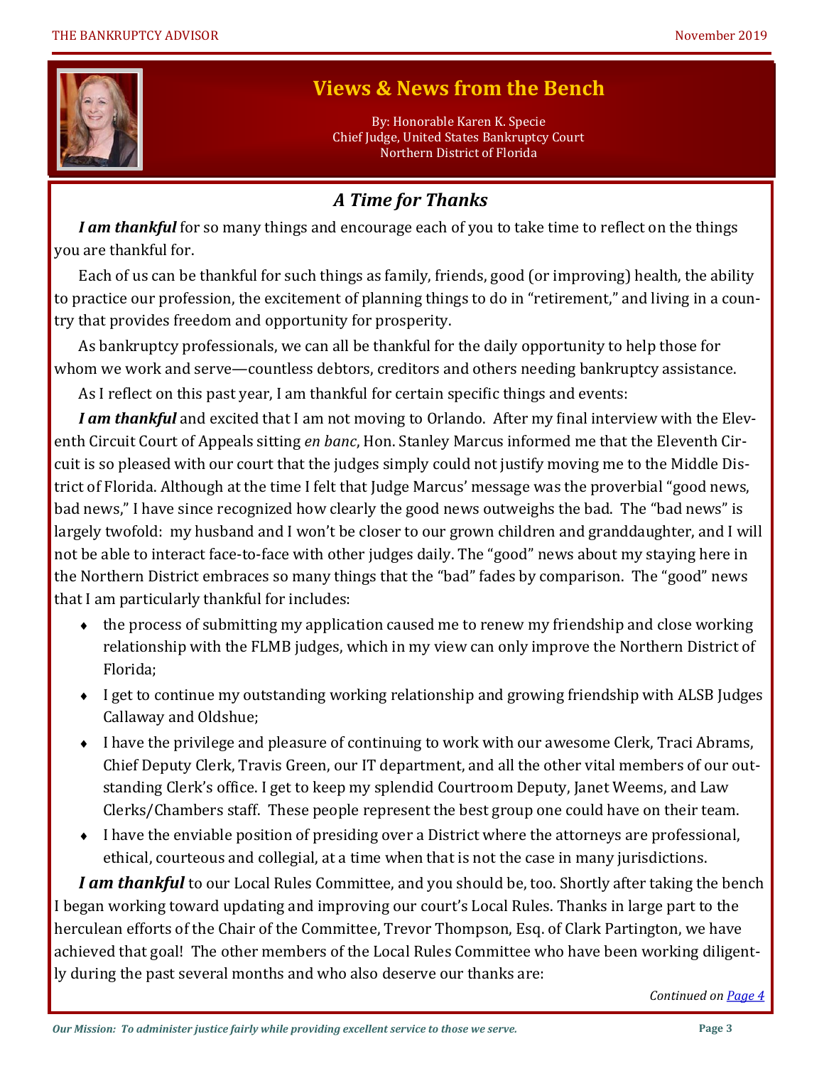## Views & News from the Bench

By: Honorable Karen K. Specie
Chief Judge, United States Bankruptcy Court
Northern District of Florida

### *A Time for Thanks*

***I am thankful*** for so many things and encourage each of you to take time to reflect on the things you are thankful for.

Each of us can be thankful for such things as family, friends, good (or improving) health, the ability to practice our profession, the excitement of planning things to do in "retirement," and living in a country that provides freedom and opportunity for prosperity.

As bankruptcy professionals, we can all be thankful for the daily opportunity to help those for whom we work and serve—countless debtors, creditors and others needing bankruptcy assistance.

As I reflect on this past year, I am thankful for certain specific things and events:

***I am thankful*** and excited that I am not moving to Orlando. After my final interview with the Eleventh Circuit Court of Appeals sitting *en banc*, Hon. Stanley Marcus informed me that the Eleventh Circuit is so pleased with our court that the judges simply could not justify moving me to the Middle District of Florida. Although at the time I felt that Judge Marcus' message was the proverbial "good news, bad news," I have since recognized how clearly the good news outweighs the bad. The "bad news" is largely twofold: my husband and I won't be closer to our grown children and granddaughter, and I will not be able to interact face-to-face with other judges daily. The "good" news about my staying here in the Northern District embraces so many things that the "bad" fades by comparison. The "good" news that I am particularly thankful for includes:

- the process of submitting my application caused me to renew my friendship and close working relationship with the FLMB judges, which in my view can only improve the Northern District of Florida;
- I get to continue my outstanding working relationship and growing friendship with ALSB Judges Callaway and Oldshue;
- I have the privilege and pleasure of continuing to work with our awesome Clerk, Traci Abrams, Chief Deputy Clerk, Travis Green, our IT department, and all the other vital members of our outstanding Clerk's office. I get to keep my splendid Courtroom Deputy, Janet Weems, and Law Clerks/Chambers staff. These people represent the best group one could have on their team.
- I have the enviable position of presiding over a District where the attorneys are professional, ethical, courteous and collegial, at a time when that is not the case in many jurisdictions.

***I am thankful*** to our Local Rules Committee, and you should be, too. Shortly after taking the bench I began working toward updating and improving our court's Local Rules. Thanks in large part to the herculean efforts of the Chair of the Committee, Trevor Thompson, Esq. of Clark Partington, we have achieved that goal! The other members of the Local Rules Committee who have been working diligently during the past several months and who also deserve our thanks are:

*Continued on Page 4*

*Our Mission: To administer justice fairly while providing excellent service to those we serve.*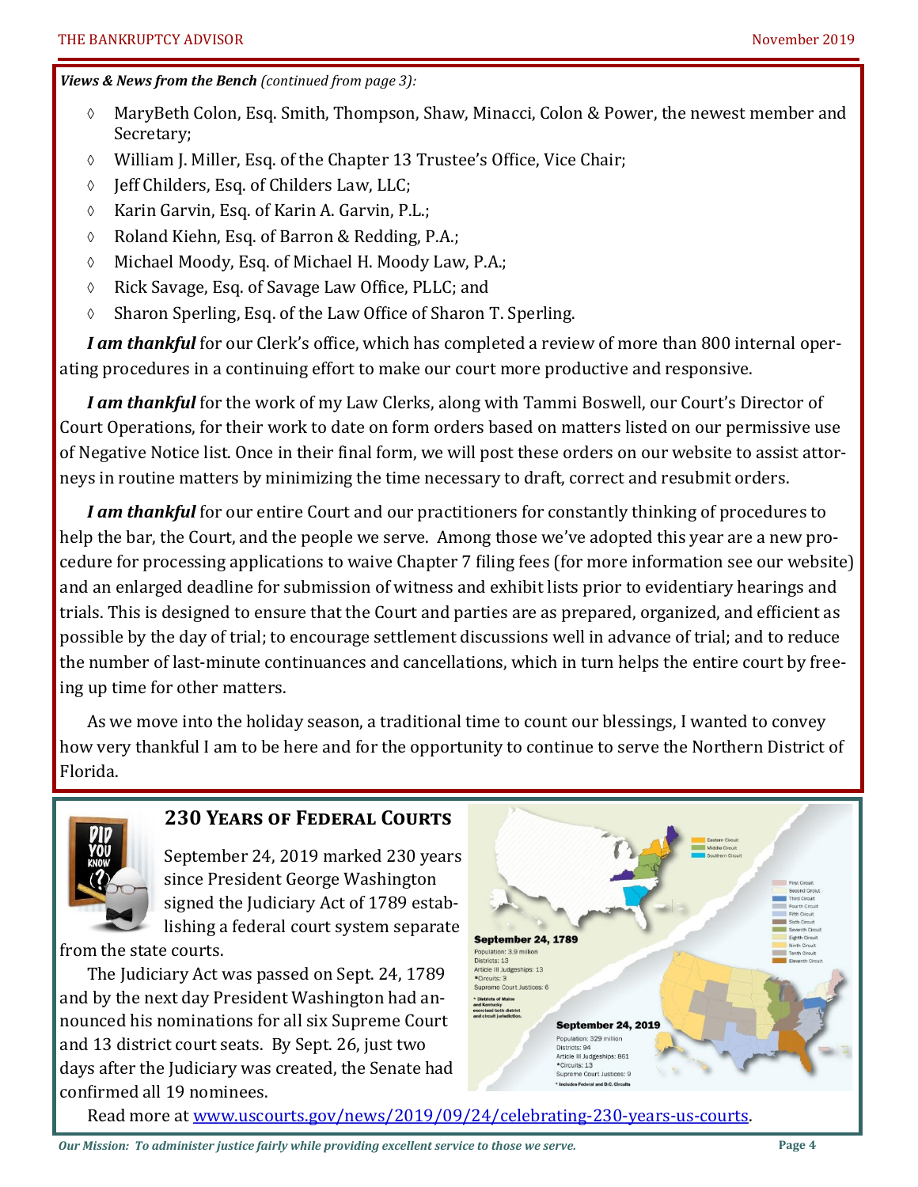*Views & News from the Bench (continued from page 3):*

- MaryBeth Colon, Esq. Smith, Thompson, Shaw, Minacci, Colon & Power, the newest member and Secretary;
- William J. Miller, Esq. of the Chapter 13 Trustee's Office, Vice Chair;
- Jeff Childers, Esq. of Childers Law, LLC;
- Karin Garvin, Esq. of Karin A. Garvin, P.L.;
- Roland Kiehn, Esq. of Barron & Redding, P.A.;
- Michael Moody, Esq. of Michael H. Moody Law, P.A.;
- Rick Savage, Esq. of Savage Law Office, PLLC; and
- Sharon Sperling, Esq. of the Law Office of Sharon T. Sperling.

***I am thankful*** for our Clerk's office, which has completed a review of more than 800 internal operating procedures in a continuing effort to make our court more productive and responsive.

***I am thankful*** for the work of my Law Clerks, along with Tammi Boswell, our Court's Director of Court Operations, for their work to date on form orders based on matters listed on our permissive use of Negative Notice list. Once in their final form, we will post these orders on our website to assist attorneys in routine matters by minimizing the time necessary to draft, correct and resubmit orders.

***I am thankful*** for our entire Court and our practitioners for constantly thinking of procedures to help the bar, the Court, and the people we serve. Among those we've adopted this year are a new procedure for processing applications to waive Chapter 7 filing fees (for more information see our website) and an enlarged deadline for submission of witness and exhibit lists prior to evidentiary hearings and trials. This is designed to ensure that the Court and parties are as prepared, organized, and efficient as possible by the day of trial; to encourage settlement discussions well in advance of trial; and to reduce the number of last-minute continuances and cancellations, which in turn helps the entire court by freeing up time for other matters.

As we move into the holiday season, a traditional time to count our blessings, I wanted to convey how very thankful I am to be here and for the opportunity to continue to serve the Northern District of Florida.

## 230 Years of Federal Courts

September 24, 2019 marked 230 years since President George Washington signed the Judiciary Act of 1789 establishing a federal court system separate from the state courts.

The Judiciary Act was passed on Sept. 24, 1789 and by the next day President Washington had announced his nominations for all six Supreme Court and 13 district court seats. By Sept. 26, just two days after the Judiciary was created, the Senate had confirmed all 19 nominees.

September 24, 1789
Population: 3.9 million
Districts: 13
Article III Judgeships: 13
*Circuits: 3
Supreme Court Justices: 6
* Districts of Maine and Kentucky exercised both district and circuit jurisdiction.

Eastern Circuit
Middle Circuit
Southern Circuit

September 24, 2019
Population: 329 million
Districts: 94
Article III Judgeships: 861
*Circuits: 13
Supreme Court Justices: 9
* Includes Federal and D.C. Circuits

First Circuit
Second Circuit
Third Circuit
Fourth Circuit
Fifth Circuit
Sixth Circuit
Seventh Circuit
Eighth Circuit
Ninth Circuit
Tenth Circuit
Eleventh Circuit

Read more at www.uscourts.gov/news/2019/09/24/celebrating-230-years-us-courts.

*Our Mission: To administer justice fairly while providing excellent service to those we serve.*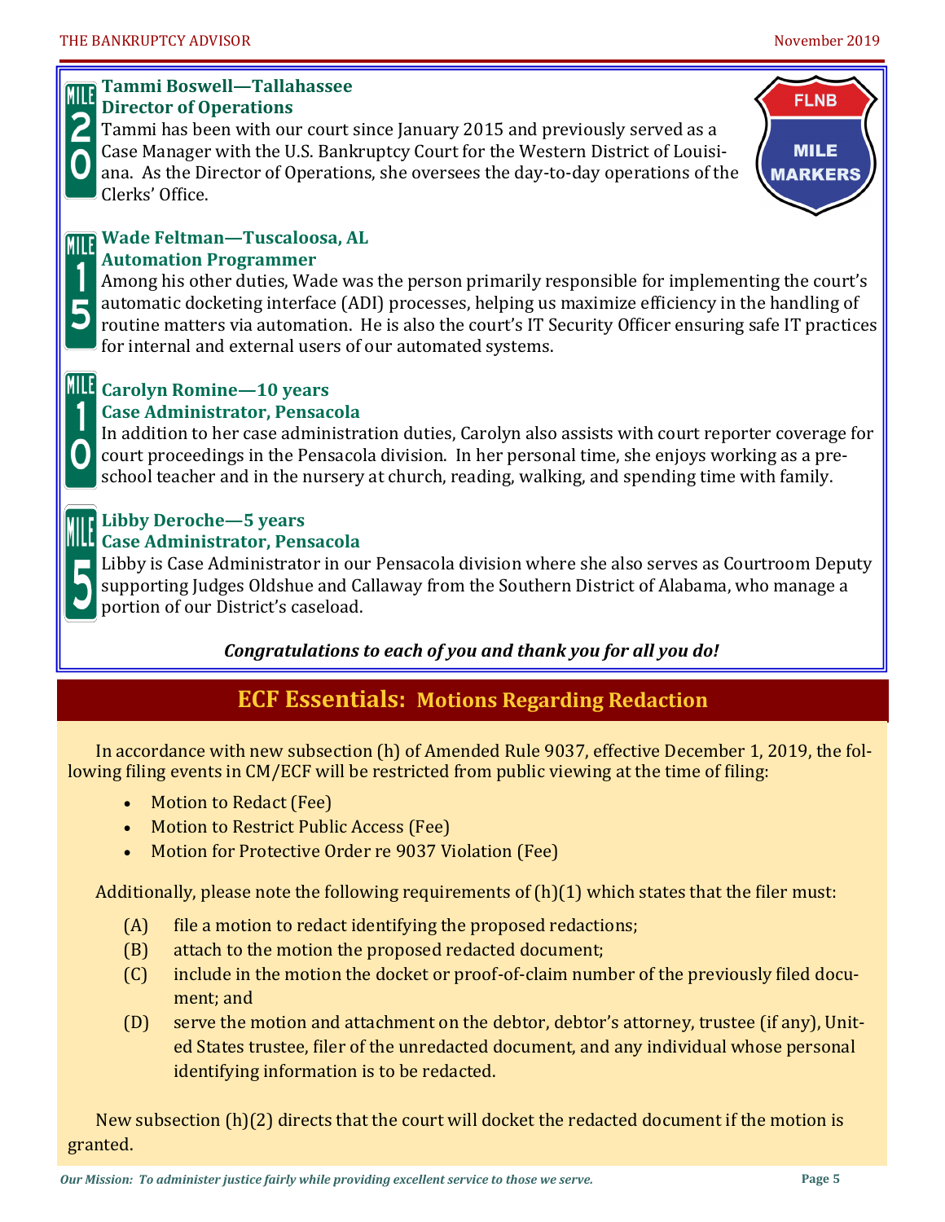### Tammi Boswell—Tallahassee
### Director of Operations

Tammi has been with our court since January 2015 and previously served as a Case Manager with the U.S. Bankruptcy Court for the Western District of Louisiana. As the Director of Operations, she oversees the day-to-day operations of the Clerks' Office.

### Wade Feltman—Tuscaloosa, AL
### Automation Programmer

Among his other duties, Wade was the person primarily responsible for implementing the court's automatic docketing interface (ADI) processes, helping us maximize efficiency in the handling of routine matters via automation. He is also the court's IT Security Officer ensuring safe IT practices for internal and external users of our automated systems.

### Carolyn Romine—10 years
### Case Administrator, Pensacola

In addition to her case administration duties, Carolyn also assists with court reporter coverage for court proceedings in the Pensacola division. In her personal time, she enjoys working as a preschool teacher and in the nursery at church, reading, walking, and spending time with family.

### Libby Deroche—5 years
### Case Administrator, Pensacola

Libby is Case Administrator in our Pensacola division where she also serves as Courtroom Deputy supporting Judges Oldshue and Callaway from the Southern District of Alabama, who manage a portion of our District's caseload.

***Congratulations to each of you and thank you for all you do!***

## ECF Essentials: Motions Regarding Redaction

In accordance with new subsection (h) of Amended Rule 9037, effective December 1, 2019, the following filing events in CM/ECF will be restricted from public viewing at the time of filing:

- Motion to Redact (Fee)
- Motion to Restrict Public Access (Fee)
- Motion for Protective Order re 9037 Violation (Fee)

Additionally, please note the following requirements of (h)(1) which states that the filer must:

(A) file a motion to redact identifying the proposed redactions;

(B) attach to the motion the proposed redacted document;

(C) include in the motion the docket or proof-of-claim number of the previously filed document; and

(D) serve the motion and attachment on the debtor, debtor's attorney, trustee (if any), United States trustee, filer of the unredacted document, and any individual whose personal identifying information is to be redacted.

New subsection (h)(2) directs that the court will docket the redacted document if the motion is granted.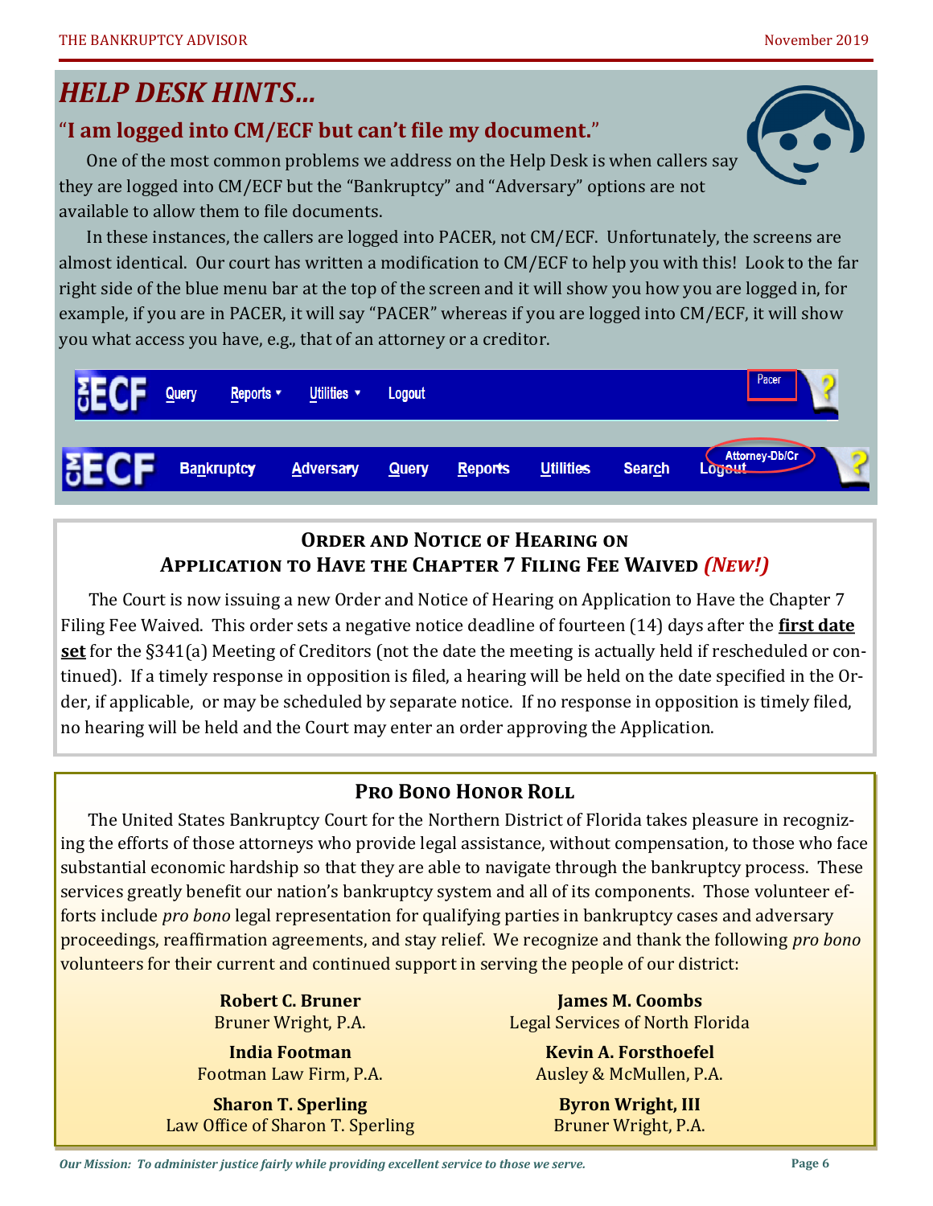## *HELP DESK HINTS…*

### "I am logged into CM/ECF but can't file my document."

One of the most common problems we address on the Help Desk is when callers say they are logged into CM/ECF but the "Bankruptcy" and "Adversary" options are not available to allow them to file documents.

In these instances, the callers are logged into PACER, not CM/ECF. Unfortunately, the screens are almost identical. Our court has written a modification to CM/ECF to help you with this! Look to the far right side of the blue menu bar at the top of the screen and it will show you how you are logged in, for example, if you are in PACER, it will say "PACER" whereas if you are logged into CM/ECF, it will show you what access you have, e.g., that of an attorney or a creditor.

CM/ECF Query Reports Utilities Logout Pacer

CM/ECF Bankruptcy Adversary Query Reports Utilities Search Logout Attorney-Db/Cr

### ORDER AND NOTICE OF HEARING ON APPLICATION TO HAVE THE CHAPTER 7 FILING FEE WAIVED *(NEW!)*

The Court is now issuing a new Order and Notice of Hearing on Application to Have the Chapter 7 Filing Fee Waived. This order sets a negative notice deadline of fourteen (14) days after the **<u>first date set</u>** for the §341(a) Meeting of Creditors (not the date the meeting is actually held if rescheduled or continued). If a timely response in opposition is filed, a hearing will be held on the date specified in the Order, if applicable, or may be scheduled by separate notice. If no response in opposition is timely filed, no hearing will be held and the Court may enter an order approving the Application.

### PRO BONO HONOR ROLL

The United States Bankruptcy Court for the Northern District of Florida takes pleasure in recognizing the efforts of those attorneys who provide legal assistance, without compensation, to those who face substantial economic hardship so that they are able to navigate through the bankruptcy process. These services greatly benefit our nation's bankruptcy system and all of its components. Those volunteer efforts include *pro bono* legal representation for qualifying parties in bankruptcy cases and adversary proceedings, reaffirmation agreements, and stay relief. We recognize and thank the following *pro bono* volunteers for their current and continued support in serving the people of our district:

**Robert C. Bruner**
Bruner Wright, P.A.

**James M. Coombs**
Legal Services of North Florida

**India Footman**
Footman Law Firm, P.A.

**Kevin A. Forsthoefel**
Ausley & McMullen, P.A.

**Sharon T. Sperling**
Law Office of Sharon T. Sperling

**Byron Wright, III**
Bruner Wright, P.A.

*Our Mission: To administer justice fairly while providing excellent service to those we serve.*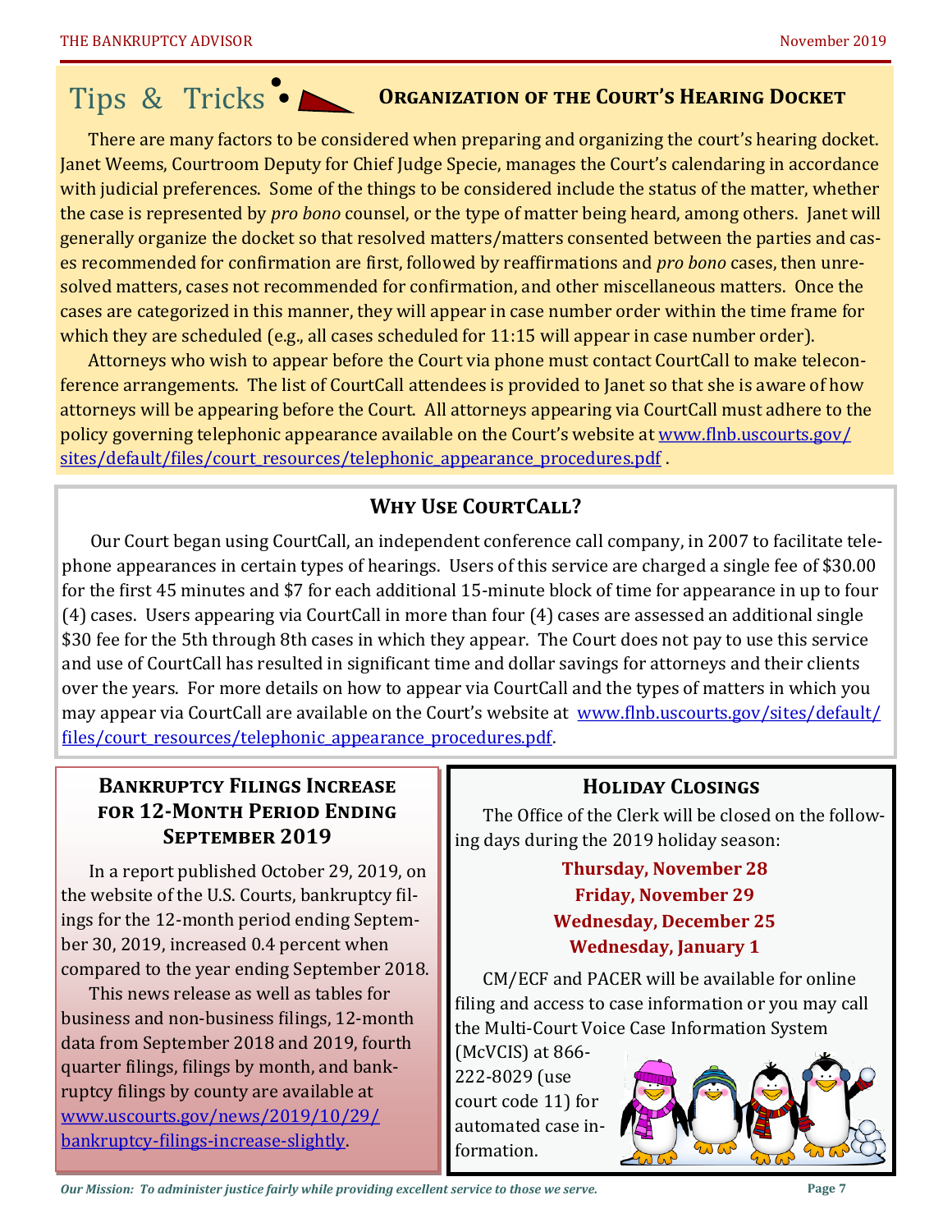## Tips & Tricks

### Organization of the Court's Hearing Docket

There are many factors to be considered when preparing and organizing the court's hearing docket. Janet Weems, Courtroom Deputy for Chief Judge Specie, manages the Court's calendaring in accordance with judicial preferences. Some of the things to be considered include the status of the matter, whether the case is represented by *pro bono* counsel, or the type of matter being heard, among others. Janet will generally organize the docket so that resolved matters/matters consented between the parties and cases recommended for confirmation are first, followed by reaffirmations and *pro bono* cases, then unresolved matters, cases not recommended for confirmation, and other miscellaneous matters. Once the cases are categorized in this manner, they will appear in case number order within the time frame for which they are scheduled (e.g., all cases scheduled for 11:15 will appear in case number order).

Attorneys who wish to appear before the Court via phone must contact CourtCall to make teleconference arrangements. The list of CourtCall attendees is provided to Janet so that she is aware of how attorneys will be appearing before the Court. All attorneys appearing via CourtCall must adhere to the policy governing telephonic appearance available on the Court's website at www.flnb.uscourts.gov/sites/default/files/court_resources/telephonic_appearance_procedures.pdf .

### Why Use CourtCall?

Our Court began using CourtCall, an independent conference call company, in 2007 to facilitate telephone appearances in certain types of hearings. Users of this service are charged a single fee of $30.00 for the first 45 minutes and $7 for each additional 15-minute block of time for appearance in up to four (4) cases. Users appearing via CourtCall in more than four (4) cases are assessed an additional single $30 fee for the 5th through 8th cases in which they appear. The Court does not pay to use this service and use of CourtCall has resulted in significant time and dollar savings for attorneys and their clients over the years. For more details on how to appear via CourtCall and the types of matters in which you may appear via CourtCall are available on the Court's website at www.flnb.uscourts.gov/sites/default/files/court_resources/telephonic_appearance_procedures.pdf.

### Bankruptcy Filings Increase for 12-Month Period Ending September 2019

In a report published October 29, 2019, on the website of the U.S. Courts, bankruptcy filings for the 12-month period ending September 30, 2019, increased 0.4 percent when compared to the year ending September 2018.

This news release as well as tables for business and non-business filings, 12-month data from September 2018 and 2019, fourth quarter filings, filings by month, and bankruptcy filings by county are available at www.uscourts.gov/news/2019/10/29/bankruptcy-filings-increase-slightly.

### Holiday Closings

The Office of the Clerk will be closed on the following days during the 2019 holiday season:

**Thursday, November 28**
**Friday, November 29**
**Wednesday, December 25**
**Wednesday, January 1**

CM/ECF and PACER will be available for online filing and access to case information or you may call the Multi-Court Voice Case Information System (McVCIS) at 866-222-8029 (use court code 11) for automated case information.

*Our Mission: To administer justice fairly while providing excellent service to those we serve.*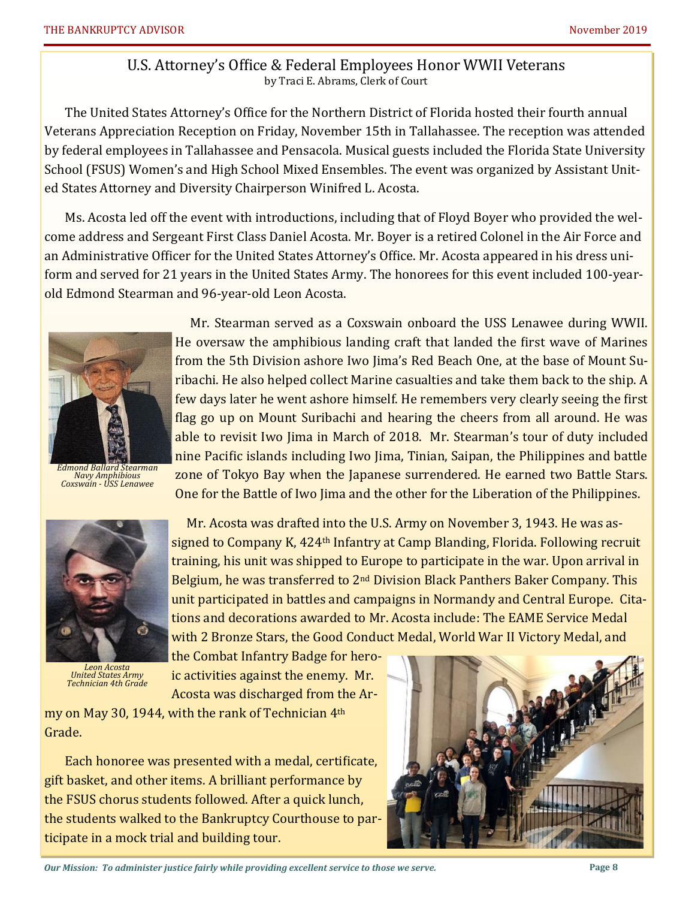## U.S. Attorney's Office & Federal Employees Honor WWII Veterans

by Traci E. Abrams, Clerk of Court

The United States Attorney's Office for the Northern District of Florida hosted their fourth annual Veterans Appreciation Reception on Friday, November 15th in Tallahassee. The reception was attended by federal employees in Tallahassee and Pensacola. Musical guests included the Florida State University School (FSUS) Women's and High School Mixed Ensembles. The event was organized by Assistant United States Attorney and Diversity Chairperson Winifred L. Acosta.

Ms. Acosta led off the event with introductions, including that of Floyd Boyer who provided the welcome address and Sergeant First Class Daniel Acosta. Mr. Boyer is a retired Colonel in the Air Force and an Administrative Officer for the United States Attorney's Office. Mr. Acosta appeared in his dress uniform and served for 21 years in the United States Army. The honorees for this event included 100-year-old Edmond Stearman and 96-year-old Leon Acosta.

*Edmond Ballard Stearman*
*Navy Amphibious*
*Coxswain - USS Lenawee*

Mr. Stearman served as a Coxswain onboard the USS Lenawee during WWII. He oversaw the amphibious landing craft that landed the first wave of Marines from the 5th Division ashore Iwo Jima's Red Beach One, at the base of Mount Suribachi. He also helped collect Marine casualties and take them back to the ship. A few days later he went ashore himself. He remembers very clearly seeing the first flag go up on Mount Suribachi and hearing the cheers from all around. He was able to revisit Iwo Jima in March of 2018. Mr. Stearman's tour of duty included nine Pacific islands including Iwo Jima, Tinian, Saipan, the Philippines and battle zone of Tokyo Bay when the Japanese surrendered. He earned two Battle Stars. One for the Battle of Iwo Jima and the other for the Liberation of the Philippines.

*Leon Acosta*
*United States Army*
*Technician 4th Grade*

Mr. Acosta was drafted into the U.S. Army on November 3, 1943. He was assigned to Company K, 424th Infantry at Camp Blanding, Florida. Following recruit training, his unit was shipped to Europe to participate in the war. Upon arrival in Belgium, he was transferred to 2nd Division Black Panthers Baker Company. This unit participated in battles and campaigns in Normandy and Central Europe. Citations and decorations awarded to Mr. Acosta include: The EAME Service Medal with 2 Bronze Stars, the Good Conduct Medal, World War II Victory Medal, and the Combat Infantry Badge for heroic activities against the enemy. Mr. Acosta was discharged from the Army on May 30, 1944, with the rank of Technician 4th Grade.

Each honoree was presented with a medal, certificate, gift basket, and other items. A brilliant performance by the FSUS chorus students followed. After a quick lunch, the students walked to the Bankruptcy Courthouse to participate in a mock trial and building tour.

*Our Mission: To administer justice fairly while providing excellent service to those we serve.*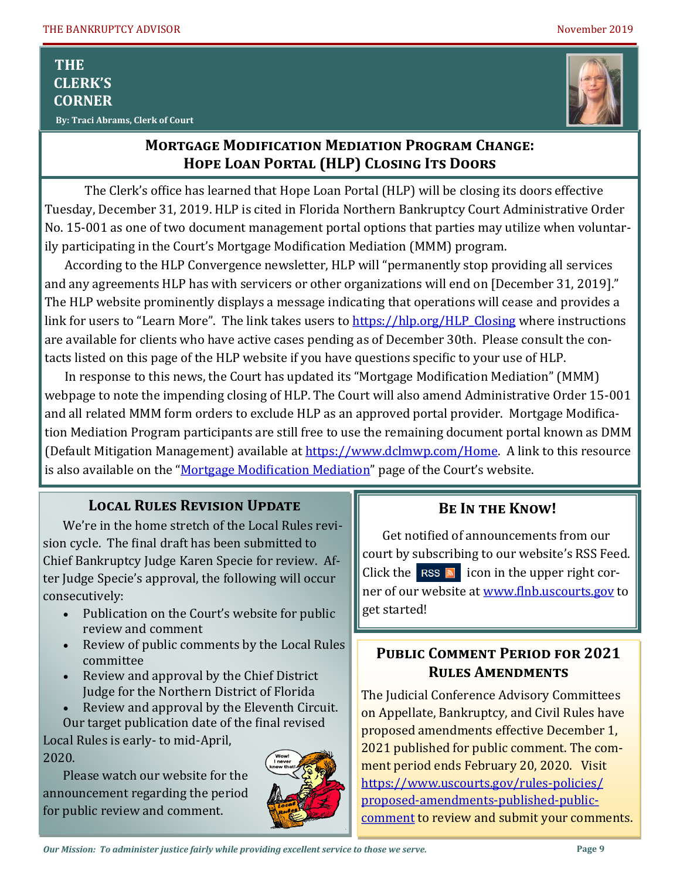# THE CLERK'S CORNER

**By: Traci Abrams, Clerk of Court**

## Mortgage Modification Mediation Program Change: Hope Loan Portal (HLP) Closing Its Doors

The Clerk's office has learned that Hope Loan Portal (HLP) will be closing its doors effective Tuesday, December 31, 2019. HLP is cited in Florida Northern Bankruptcy Court Administrative Order No. 15-001 as one of two document management portal options that parties may utilize when voluntarily participating in the Court's Mortgage Modification Mediation (MMM) program.

According to the HLP Convergence newsletter, HLP will "permanently stop providing all services and any agreements HLP has with servicers or other organizations will end on [December 31, 2019]." The HLP website prominently displays a message indicating that operations will cease and provides a link for users to "Learn More". The link takes users to https://hlp.org/HLP_Closing where instructions are available for clients who have active cases pending as of December 30th. Please consult the contacts listed on this page of the HLP website if you have questions specific to your use of HLP.

In response to this news, the Court has updated its "Mortgage Modification Mediation" (MMM) webpage to note the impending closing of HLP. The Court will also amend Administrative Order 15-001 and all related MMM form orders to exclude HLP as an approved portal provider. Mortgage Modification Mediation Program participants are still free to use the remaining document portal known as DMM (Default Mitigation Management) available at https://www.dclmwp.com/Home. A link to this resource is also available on the "Mortgage Modification Mediation" page of the Court's website.

## Local Rules Revision Update

We're in the home stretch of the Local Rules revision cycle. The final draft has been submitted to Chief Bankruptcy Judge Karen Specie for review. After Judge Specie's approval, the following will occur consecutively:

- Publication on the Court's website for public review and comment
- Review of public comments by the Local Rules committee
- Review and approval by the Chief District Judge for the Northern District of Florida
- Review and approval by the Eleventh Circuit.

Our target publication date of the final revised Local Rules is early- to mid-April, 2020.

Please watch our website for the announcement regarding the period for public review and comment.

## Be In the Know!

Get notified of announcements from our court by subscribing to our website's RSS Feed. Click the RSS icon in the upper right corner of our website at www.flnb.uscourts.gov to get started!

## Public Comment Period for 2021 Rules Amendments

The Judicial Conference Advisory Committees on Appellate, Bankruptcy, and Civil Rules have proposed amendments effective December 1, 2021 published for public comment. The comment period ends February 20, 2020. Visit https://www.uscourts.gov/rules-policies/proposed-amendments-published-public-comment to review and submit your comments.

*Our Mission: To administer justice fairly while providing excellent service to those we serve.*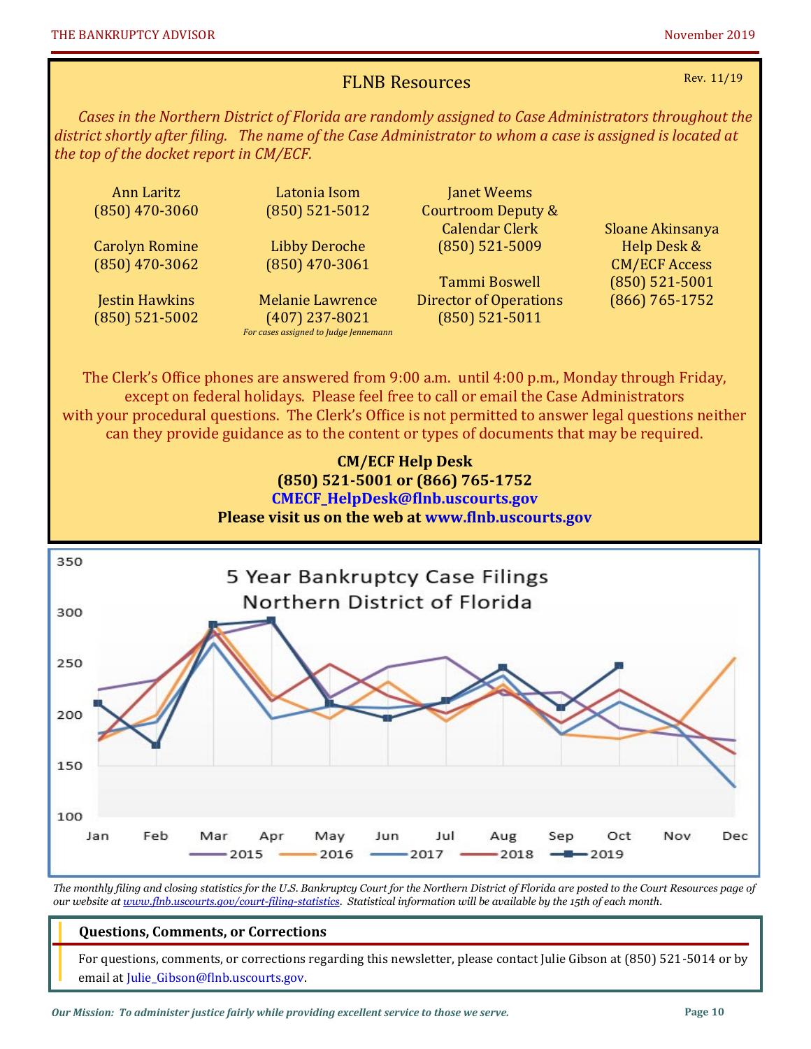## FLNB Resources

Rev. 11/19

*Cases in the Northern District of Florida are randomly assigned to Case Administrators throughout the district shortly after filing. The name of the Case Administrator to whom a case is assigned is located at the top of the docket report in CM/ECF.*

Ann Laritz
(850) 470-3060

Carolyn Romine
(850) 470-3062

Jestin Hawkins
(850) 521-5002

Latonia Isom
(850) 521-5012

Libby Deroche
(850) 470-3061

Melanie Lawrence
(407) 237-8021
*For cases assigned to Judge Jennemann*

Janet Weems
Courtroom Deputy & Calendar Clerk
(850) 521-5009

Tammi Boswell
Director of Operations
(850) 521-5011

Sloane Akinsanya
Help Desk & CM/ECF Access
(850) 521-5001
(866) 765-1752

The Clerk's Office phones are answered from 9:00 a.m. until 4:00 p.m., Monday through Friday, except on federal holidays. Please feel free to call or email the Case Administrators with your procedural questions. The Clerk's Office is not permitted to answer legal questions neither can they provide guidance as to the content or types of documents that may be required.

**CM/ECF Help Desk**
**(850) 521-5001 or (866) 765-1752**
**CMECF_HelpDesk@flnb.uscourts.gov**
**Please visit us on the web at www.flnb.uscourts.gov**

5 Year Bankruptcy Case Filings
Northern District of Florida

350
300
250
200
150
100

Jan Feb Mar Apr May Jun Jul Aug Sep Oct Nov Dec

2015 2016 2017 2018 2019

*The monthly filing and closing statistics for the U.S. Bankruptcy Court for the Northern District of Florida are posted to the Court Resources page of our website at www.flnb.uscourts.gov/court-filing-statistics. Statistical information will be available by the 15th of each month.*

### Questions, Comments, or Corrections

For questions, comments, or corrections regarding this newsletter, please contact Julie Gibson at (850) 521-5014 or by email at Julie_Gibson@flnb.uscourts.gov.

*Our Mission: To administer justice fairly while providing excellent service to those we serve.*